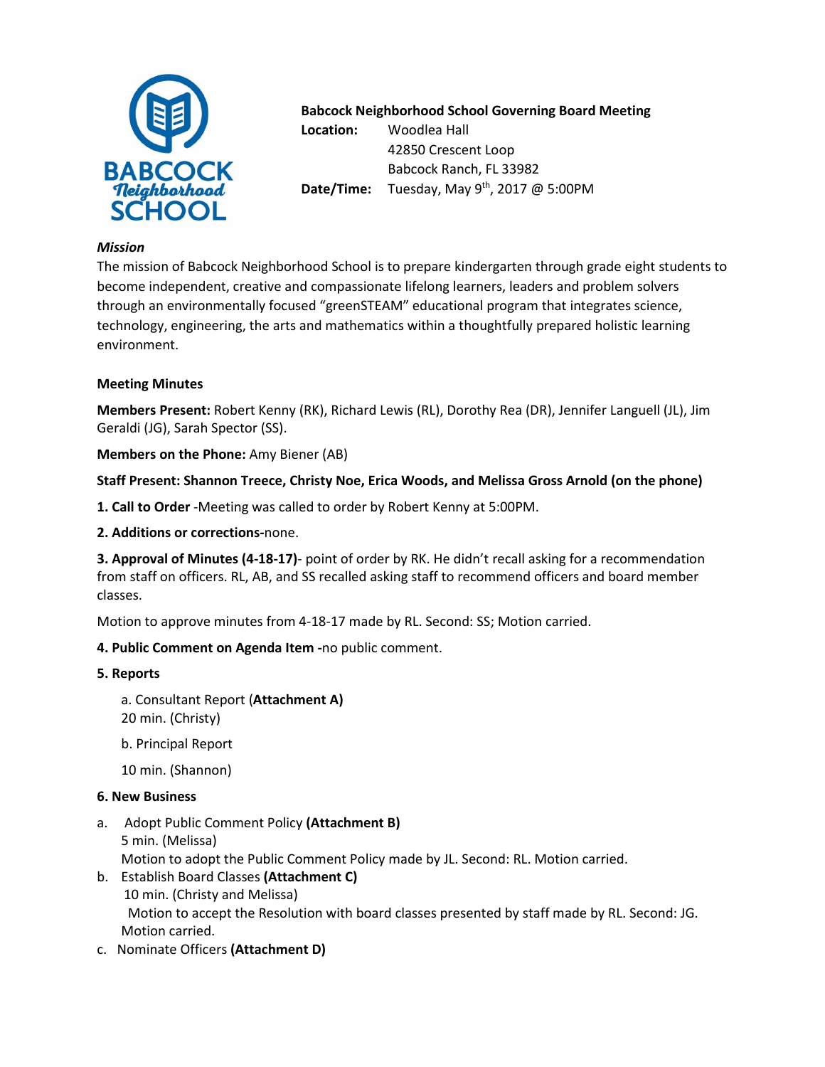**Babcock Neighborhood School Governing Board Meeting**

**Location:** Woodlea Hall
42850 Crescent Loop
Babcock Ranch, FL 33982

**Date/Time:** Tuesday, May 9th, 2017 @ 5:00PM

***Mission***

The mission of Babcock Neighborhood School is to prepare kindergarten through grade eight students to become independent, creative and compassionate lifelong learners, leaders and problem solvers through an environmentally focused "greenSTEAM" educational program that integrates science, technology, engineering, the arts and mathematics within a thoughtfully prepared holistic learning environment.

**Meeting Minutes**

**Members Present:** Robert Kenny (RK), Richard Lewis (RL), Dorothy Rea (DR), Jennifer Languell (JL), Jim Geraldi (JG), Sarah Spector (SS).

**Members on the Phone:** Amy Biener (AB)

**Staff Present: Shannon Treece, Christy Noe, Erica Woods, and Melissa Gross Arnold (on the phone)**

**1. Call to Order** -Meeting was called to order by Robert Kenny at 5:00PM.

**2. Additions or corrections-**none.

**3. Approval of Minutes (4-18-17)**- point of order by RK. He didn't recall asking for a recommendation from staff on officers. RL, AB, and SS recalled asking staff to recommend officers and board member classes.

Motion to approve minutes from 4-18-17 made by RL. Second: SS; Motion carried.

**4. Public Comment on Agenda Item -**no public comment.

**5. Reports**

a. Consultant Report (**Attachment A)**
20 min. (Christy)

b. Principal Report

10 min. (Shannon)

**6. New Business**

a. Adopt Public Comment Policy **(Attachment B)**
5 min. (Melissa)
Motion to adopt the Public Comment Policy made by JL. Second: RL. Motion carried.

b. Establish Board Classes **(Attachment C)**
10 min. (Christy and Melissa)
Motion to accept the Resolution with board classes presented by staff made by RL. Second: JG. Motion carried.

c. Nominate Officers **(Attachment D)**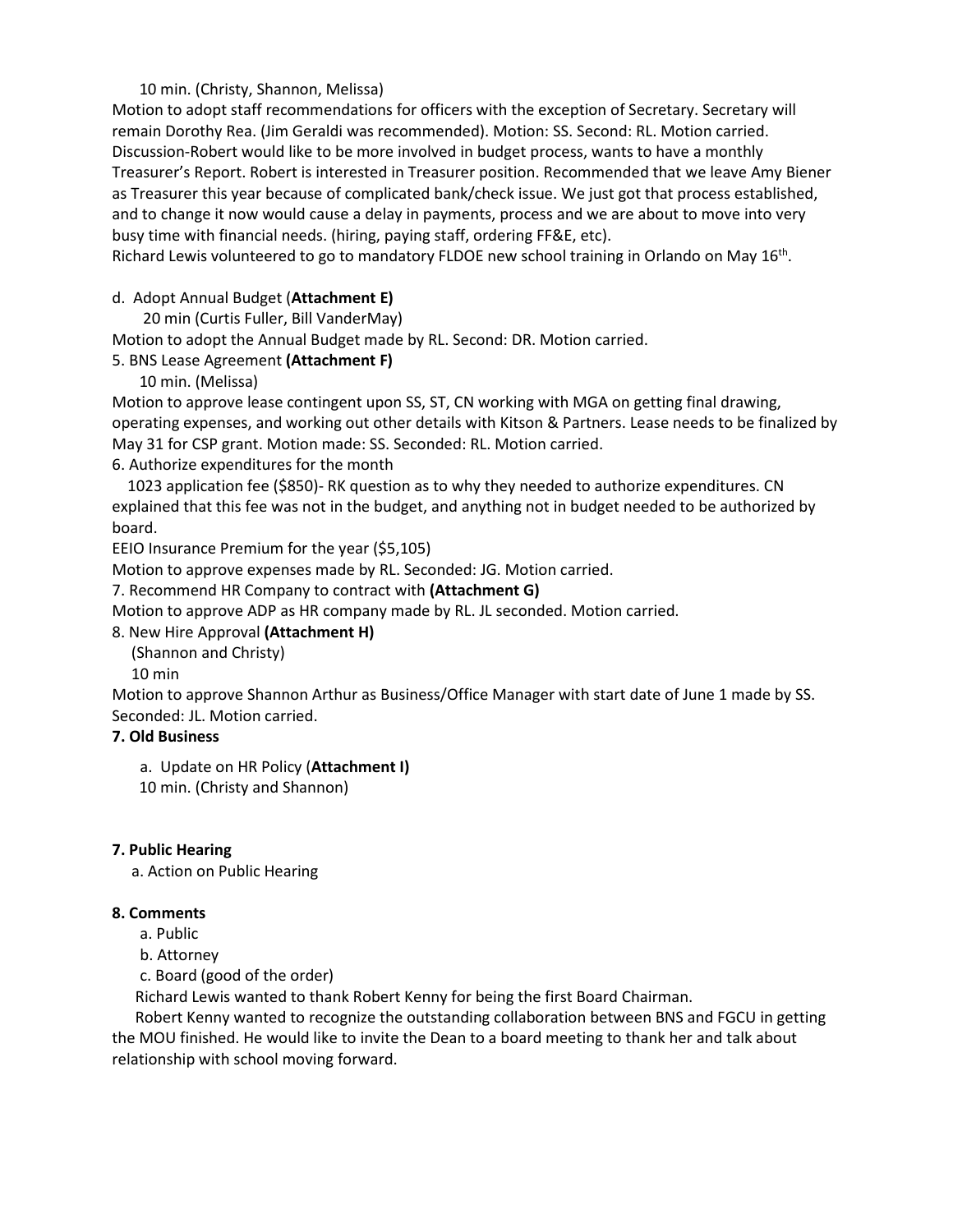10 min. (Christy, Shannon, Melissa)

Motion to adopt staff recommendations for officers with the exception of Secretary. Secretary will remain Dorothy Rea. (Jim Geraldi was recommended). Motion: SS. Second: RL. Motion carried. Discussion-Robert would like to be more involved in budget process, wants to have a monthly Treasurer's Report. Robert is interested in Treasurer position. Recommended that we leave Amy Biener as Treasurer this year because of complicated bank/check issue. We just got that process established, and to change it now would cause a delay in payments, process and we are about to move into very busy time with financial needs. (hiring, paying staff, ordering FF&E, etc).

Richard Lewis volunteered to go to mandatory FLDOE new school training in Orlando on May 16th.

d. Adopt Annual Budget (**Attachment E)**

20 min (Curtis Fuller, Bill VanderMay)

Motion to adopt the Annual Budget made by RL. Second: DR. Motion carried.

5. BNS Lease Agreement **(Attachment F)**

10 min. (Melissa)

Motion to approve lease contingent upon SS, ST, CN working with MGA on getting final drawing, operating expenses, and working out other details with Kitson & Partners. Lease needs to be finalized by May 31 for CSP grant. Motion made: SS. Seconded: RL. Motion carried.

6. Authorize expenditures for the month

1023 application fee ($850)- RK question as to why they needed to authorize expenditures. CN explained that this fee was not in the budget, and anything not in budget needed to be authorized by board.

EEIO Insurance Premium for the year ($5,105)

Motion to approve expenses made by RL. Seconded: JG. Motion carried.

7. Recommend HR Company to contract with **(Attachment G)**

Motion to approve ADP as HR company made by RL. JL seconded. Motion carried.

8. New Hire Approval **(Attachment H)**

(Shannon and Christy)

10 min

Motion to approve Shannon Arthur as Business/Office Manager with start date of June 1 made by SS. Seconded: JL. Motion carried.

**7. Old Business**

a. Update on HR Policy (**Attachment I)**

10 min. (Christy and Shannon)

**7. Public Hearing**

a. Action on Public Hearing

**8. Comments**

a. Public

b. Attorney

c. Board (good of the order)

Richard Lewis wanted to thank Robert Kenny for being the first Board Chairman.

Robert Kenny wanted to recognize the outstanding collaboration between BNS and FGCU in getting the MOU finished. He would like to invite the Dean to a board meeting to thank her and talk about relationship with school moving forward.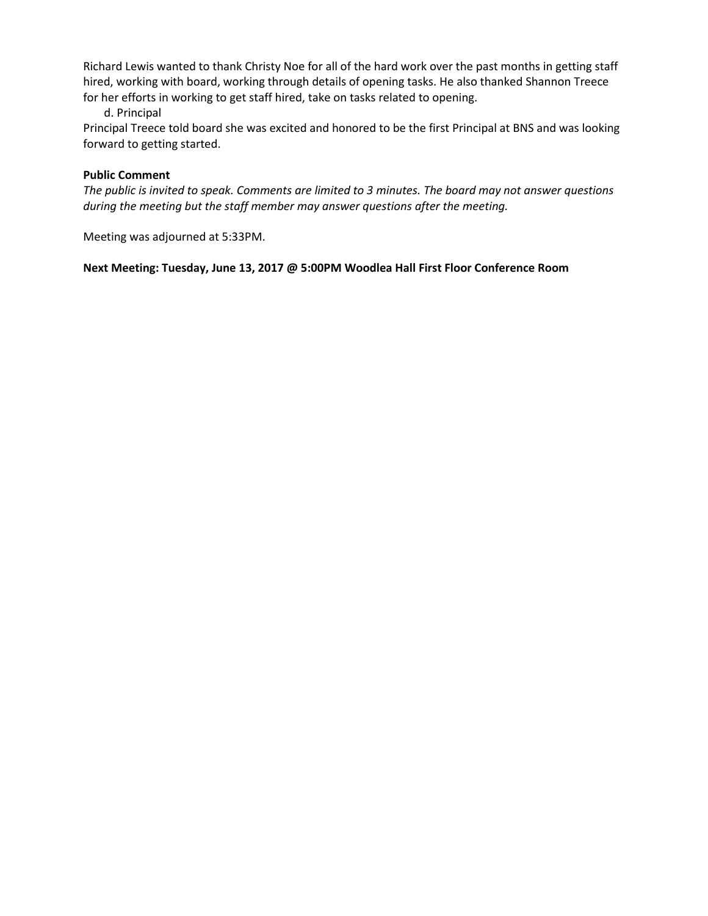Richard Lewis wanted to thank Christy Noe for all of the hard work over the past months in getting staff hired, working with board, working through details of opening tasks. He also thanked Shannon Treece for her efforts in working to get staff hired, take on tasks related to opening.

d. Principal

Principal Treece told board she was excited and honored to be the first Principal at BNS and was looking forward to getting started.

**Public Comment**

*The public is invited to speak. Comments are limited to 3 minutes. The board may not answer questions during the meeting but the staff member may answer questions after the meeting.*

Meeting was adjourned at 5:33PM.

**Next Meeting: Tuesday, June 13, 2017 @ 5:00PM Woodlea Hall First Floor Conference Room**